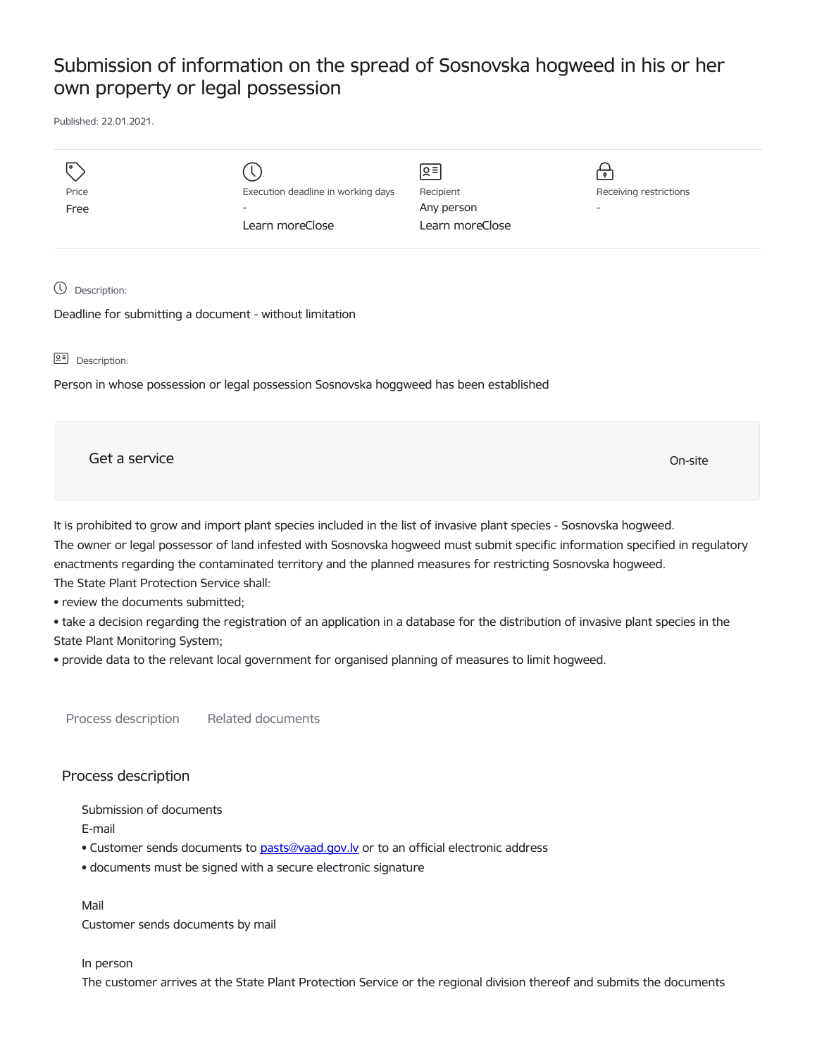# Submission of information on the spread of Sosnovska hogweed in his or her own property or legal possession

Published: 22.01.2021.

| Price | Execution deadline in working days | Recipient | Receiving restrictions |
| --- | --- | --- | --- |
| Free | - | Any person | - |
| | Learn moreClose | Learn moreClose | |

Description:

Deadline for submitting a document - without limitation

Description:

Person in whose possession or legal possession Sosnovska hoggweed has been established

Get a service

On-site

It is prohibited to grow and import plant species included in the list of invasive plant species - Sosnovska hogweed.
The owner or legal possessor of land infested with Sosnovska hogweed must submit specific information specified in regulatory enactments regarding the contaminated territory and the planned measures for restricting Sosnovska hogweed.
The State Plant Protection Service shall:

- review the documents submitted;
- take a decision regarding the registration of an application in a database for the distribution of invasive plant species in the State Plant Monitoring System;
- provide data to the relevant local government for organised planning of measures to limit hogweed.

Process description

Related documents

## Process description

Submission of documents

E-mail

- Customer sends documents to pasts@vaad.gov.lv or to an official electronic address
- documents must be signed with a secure electronic signature

Mail

Customer sends documents by mail

In person

The customer arrives at the State Plant Protection Service or the regional division thereof and submits the documents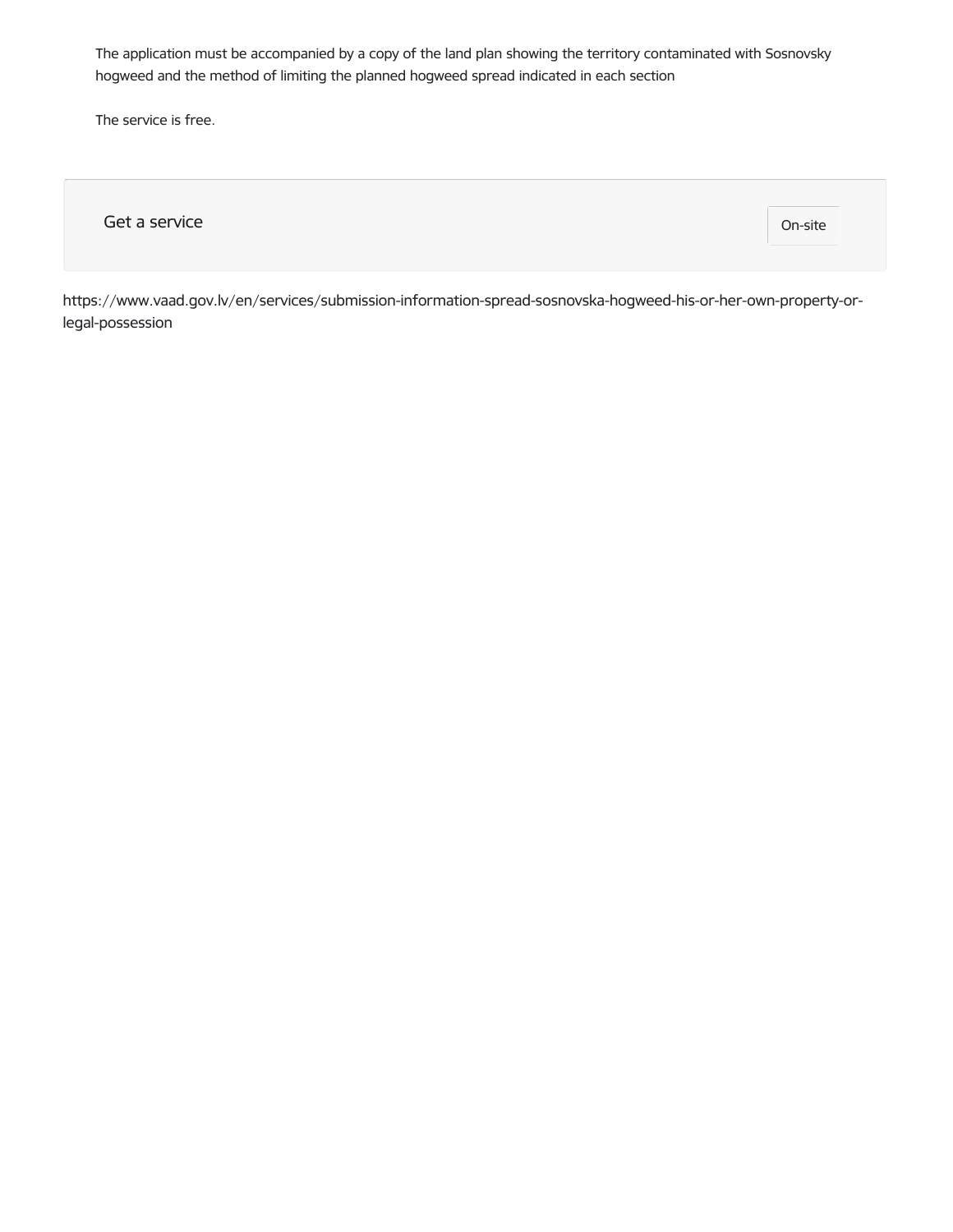The application must be accompanied by a copy of the land plan showing the territory contaminated with Sosnovsky hogweed and the method of limiting the planned hogweed spread indicated in each section

The service is free.

Get a service

On-site

https://www.vaad.gov.lv/en/services/submission-information-spread-sosnovska-hogweed-his-or-her-own-property-or-legal-possession